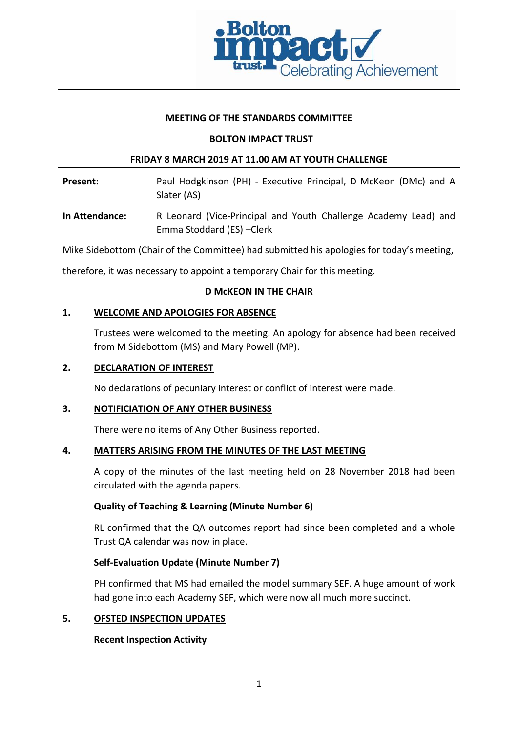**MEETING OF THE STANDARDS COMMITTEE**

**BOLTON IMPACT TRUST**

**FRIDAY 8 MARCH 2019 AT 11.00 AM AT YOUTH CHALLENGE**

**Present:** Paul Hodgkinson (PH) - Executive Principal, D McKeon (DMc) and A Slater (AS)

**In Attendance:** R Leonard (Vice-Principal and Youth Challenge Academy Lead) and Emma Stoddard (ES) –Clerk

Mike Sidebottom (Chair of the Committee) had submitted his apologies for today's meeting, therefore, it was necessary to appoint a temporary Chair for this meeting.

**D McKEON IN THE CHAIR**

## 1. WELCOME AND APOLOGIES FOR ABSENCE

Trustees were welcomed to the meeting. An apology for absence had been received from M Sidebottom (MS) and Mary Powell (MP).

## 2. DECLARATION OF INTEREST

No declarations of pecuniary interest or conflict of interest were made.

## 3. NOTIFICIATION OF ANY OTHER BUSINESS

There were no items of Any Other Business reported.

## 4. MATTERS ARISING FROM THE MINUTES OF THE LAST MEETING

A copy of the minutes of the last meeting held on 28 November 2018 had been circulated with the agenda papers.

**Quality of Teaching & Learning (Minute Number 6)**

RL confirmed that the QA outcomes report had since been completed and a whole Trust QA calendar was now in place.

**Self-Evaluation Update (Minute Number 7)**

PH confirmed that MS had emailed the model summary SEF. A huge amount of work had gone into each Academy SEF, which were now all much more succinct.

## 5. OFSTED INSPECTION UPDATES

**Recent Inspection Activity**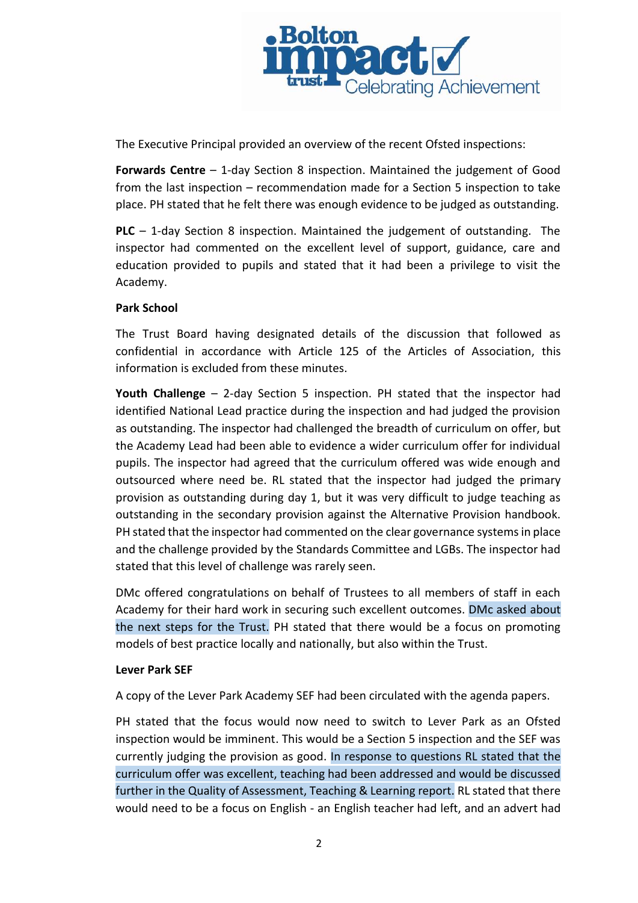The Executive Principal provided an overview of the recent Ofsted inspections:

**Forwards Centre** – 1-day Section 8 inspection. Maintained the judgement of Good from the last inspection – recommendation made for a Section 5 inspection to take place. PH stated that he felt there was enough evidence to be judged as outstanding.

**PLC** – 1-day Section 8 inspection. Maintained the judgement of outstanding. The inspector had commented on the excellent level of support, guidance, care and education provided to pupils and stated that it had been a privilege to visit the Academy.

**Park School**

The Trust Board having designated details of the discussion that followed as confidential in accordance with Article 125 of the Articles of Association, this information is excluded from these minutes.

**Youth Challenge** – 2-day Section 5 inspection. PH stated that the inspector had identified National Lead practice during the inspection and had judged the provision as outstanding. The inspector had challenged the breadth of curriculum on offer, but the Academy Lead had been able to evidence a wider curriculum offer for individual pupils. The inspector had agreed that the curriculum offered was wide enough and outsourced where need be. RL stated that the inspector had judged the primary provision as outstanding during day 1, but it was very difficult to judge teaching as outstanding in the secondary provision against the Alternative Provision handbook. PH stated that the inspector had commented on the clear governance systems in place and the challenge provided by the Standards Committee and LGBs. The inspector had stated that this level of challenge was rarely seen.

DMc offered congratulations on behalf of Trustees to all members of staff in each Academy for their hard work in securing such excellent outcomes. DMc asked about the next steps for the Trust. PH stated that there would be a focus on promoting models of best practice locally and nationally, but also within the Trust.

**Lever Park SEF**

A copy of the Lever Park Academy SEF had been circulated with the agenda papers.

PH stated that the focus would now need to switch to Lever Park as an Ofsted inspection would be imminent. This would be a Section 5 inspection and the SEF was currently judging the provision as good. In response to questions RL stated that the curriculum offer was excellent, teaching had been addressed and would be discussed further in the Quality of Assessment, Teaching & Learning report. RL stated that there would need to be a focus on English - an English teacher had left, and an advert had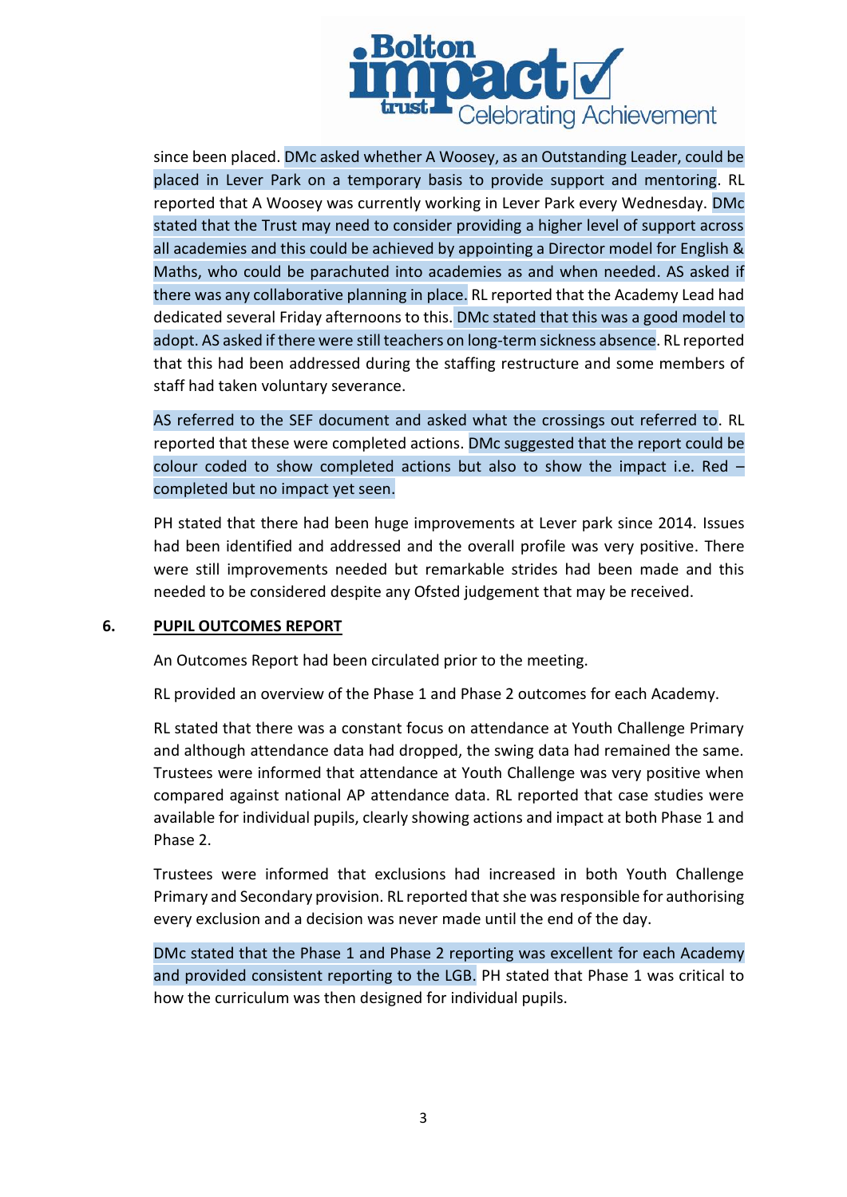since been placed. DMc asked whether A Woosey, as an Outstanding Leader, could be placed in Lever Park on a temporary basis to provide support and mentoring. RL reported that A Woosey was currently working in Lever Park every Wednesday. DMc stated that the Trust may need to consider providing a higher level of support across all academies and this could be achieved by appointing a Director model for English & Maths, who could be parachuted into academies as and when needed. AS asked if there was any collaborative planning in place. RL reported that the Academy Lead had dedicated several Friday afternoons to this. DMc stated that this was a good model to adopt. AS asked if there were still teachers on long-term sickness absence. RL reported that this had been addressed during the staffing restructure and some members of staff had taken voluntary severance.

AS referred to the SEF document and asked what the crossings out referred to. RL reported that these were completed actions. DMc suggested that the report could be colour coded to show completed actions but also to show the impact i.e. Red – completed but no impact yet seen.

PH stated that there had been huge improvements at Lever park since 2014. Issues had been identified and addressed and the overall profile was very positive. There were still improvements needed but remarkable strides had been made and this needed to be considered despite any Ofsted judgement that may be received.

## 6. PUPIL OUTCOMES REPORT

An Outcomes Report had been circulated prior to the meeting.

RL provided an overview of the Phase 1 and Phase 2 outcomes for each Academy.

RL stated that there was a constant focus on attendance at Youth Challenge Primary and although attendance data had dropped, the swing data had remained the same. Trustees were informed that attendance at Youth Challenge was very positive when compared against national AP attendance data. RL reported that case studies were available for individual pupils, clearly showing actions and impact at both Phase 1 and Phase 2.

Trustees were informed that exclusions had increased in both Youth Challenge Primary and Secondary provision. RL reported that she was responsible for authorising every exclusion and a decision was never made until the end of the day.

DMc stated that the Phase 1 and Phase 2 reporting was excellent for each Academy and provided consistent reporting to the LGB. PH stated that Phase 1 was critical to how the curriculum was then designed for individual pupils.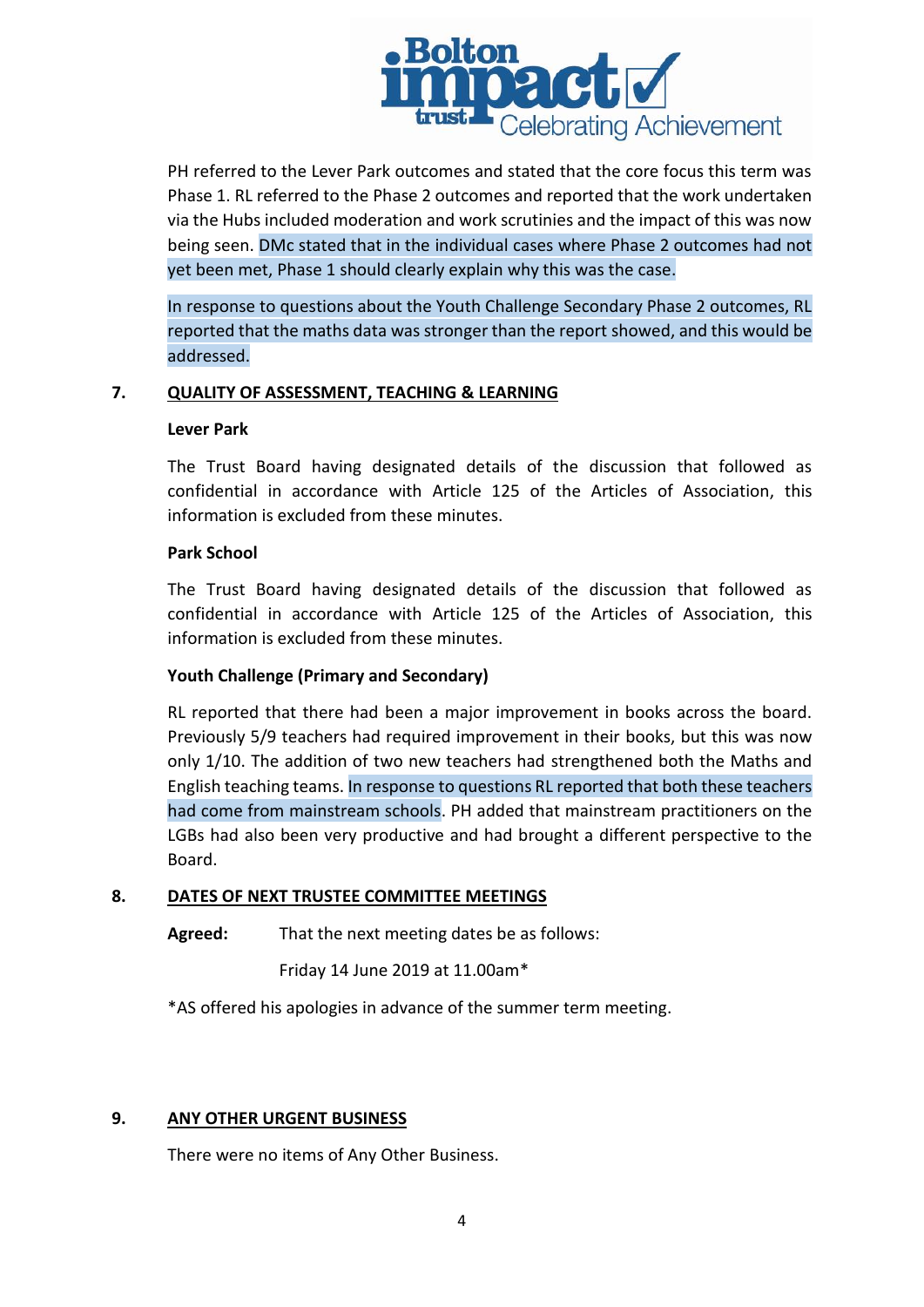PH referred to the Lever Park outcomes and stated that the core focus this term was Phase 1. RL referred to the Phase 2 outcomes and reported that the work undertaken via the Hubs included moderation and work scrutinies and the impact of this was now being seen. DMc stated that in the individual cases where Phase 2 outcomes had not yet been met, Phase 1 should clearly explain why this was the case.

In response to questions about the Youth Challenge Secondary Phase 2 outcomes, RL reported that the maths data was stronger than the report showed, and this would be addressed.

## 7. QUALITY OF ASSESSMENT, TEACHING & LEARNING

**Lever Park**

The Trust Board having designated details of the discussion that followed as confidential in accordance with Article 125 of the Articles of Association, this information is excluded from these minutes.

**Park School**

The Trust Board having designated details of the discussion that followed as confidential in accordance with Article 125 of the Articles of Association, this information is excluded from these minutes.

**Youth Challenge (Primary and Secondary)**

RL reported that there had been a major improvement in books across the board. Previously 5/9 teachers had required improvement in their books, but this was now only 1/10. The addition of two new teachers had strengthened both the Maths and English teaching teams. In response to questions RL reported that both these teachers had come from mainstream schools. PH added that mainstream practitioners on the LGBs had also been very productive and had brought a different perspective to the Board.

## 8. DATES OF NEXT TRUSTEE COMMITTEE MEETINGS

**Agreed:** That the next meeting dates be as follows:

Friday 14 June 2019 at 11.00am*

*AS offered his apologies in advance of the summer term meeting.

## 9. ANY OTHER URGENT BUSINESS

There were no items of Any Other Business.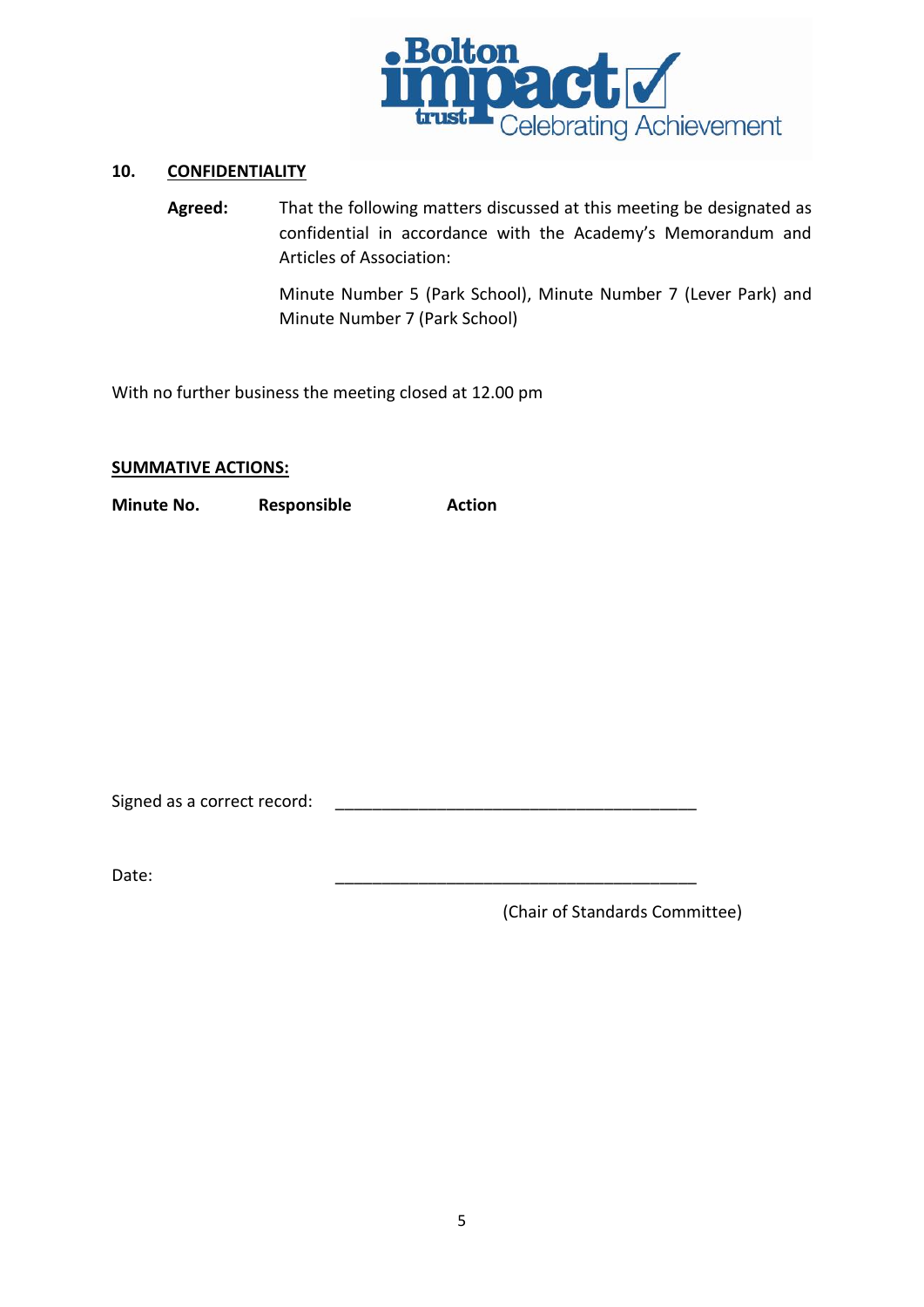## 10. CONFIDENTIALITY

**Agreed:** That the following matters discussed at this meeting be designated as confidential in accordance with the Academy's Memorandum and Articles of Association:

Minute Number 5 (Park School), Minute Number 7 (Lever Park) and Minute Number 7 (Park School)

With no further business the meeting closed at 12.00 pm

**SUMMATIVE ACTIONS:**

| Minute No. | Responsible | Action |
|---|---|---|

Signed as a correct record: ________________________________________

Date: ________________________________________

(Chair of Standards Committee)